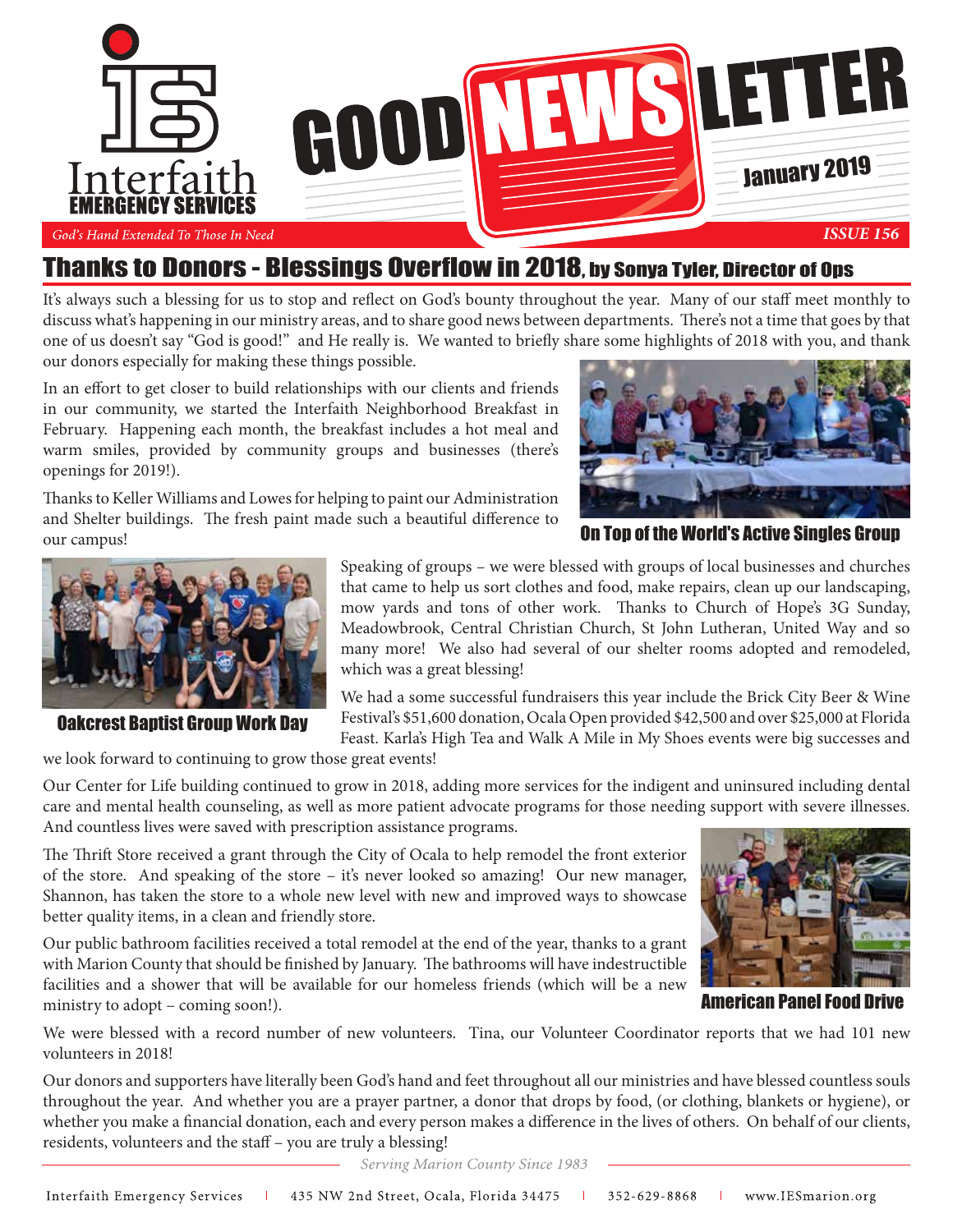Interfaith EMERGENCY SERVICES

# GOOD NEWS LETTER

January 2019

*God's Hand Extended To Those In Need*

***ISSUE 156***

## Thanks to Donors - Blessings Overflow in 2018, by Sonya Tyler, Director of Ops

It's always such a blessing for us to stop and reflect on God's bounty throughout the year. Many of our staff meet monthly to discuss what's happening in our ministry areas, and to share good news between departments. There's not a time that goes by that one of us doesn't say "God is good!" and He really is. We wanted to briefly share some highlights of 2018 with you, and thank our donors especially for making these things possible.

In an effort to get closer to build relationships with our clients and friends in our community, we started the Interfaith Neighborhood Breakfast in February. Happening each month, the breakfast includes a hot meal and warm smiles, provided by community groups and businesses (there's openings for 2019!).

Thanks to Keller Williams and Lowes for helping to paint our Administration and Shelter buildings. The fresh paint made such a beautiful difference to our campus!

**On Top of the World's Active Singles Group**

**Oakcrest Baptist Group Work Day**

Speaking of groups – we were blessed with groups of local businesses and churches that came to help us sort clothes and food, make repairs, clean up our landscaping, mow yards and tons of other work. Thanks to Church of Hope's 3G Sunday, Meadowbrook, Central Christian Church, St John Lutheran, United Way and so many more! We also had several of our shelter rooms adopted and remodeled, which was a great blessing!

We had a some successful fundraisers this year include the Brick City Beer & Wine Festival's $51,600 donation, Ocala Open provided $42,500 and over $25,000 at Florida Feast. Karla's High Tea and Walk A Mile in My Shoes events were big successes and we look forward to continue to grow those great events!

Our Center for Life building continued to grow in 2018, adding more services for the indigent and uninsured including dental care and mental health counseling, as well as more patient advocate programs for those needing support with severe illnesses. And countless lives were saved with prescription assistance programs.

The Thrift Store received a grant through the City of Ocala to help remodel the front exterior of the store. And speaking of the store – it's never looked so amazing! Our new manager, Shannon, has taken the store to a whole new level with new and improved ways to showcase better quality items, in a clean and friendly store.

Our public bathroom facilities received a total remodel at the end of the year, thanks to a grant with Marion County that should be finished by January. The bathrooms will have indestructible facilities and a shower that will be available for our homeless friends (which will be a new ministry to adopt – coming soon!).

**American Panel Food Drive**

We were blessed with a record number of new volunteers. Tina, our Volunteer Coordinator reports that we had 101 new volunteers in 2018!

Our donors and supporters have literally been God's hand and feet throughout all our ministries and have blessed countless souls throughout the year. And whether you are a prayer partner, a donor that drops by food, (or clothing, blankets or hygiene), or whether you make a financial donation, each and every person makes a difference in the lives of others. On behalf of our clients, residents, volunteers and the staff – you are truly a blessing!

*Serving Marion County Since 1983*

Interfaith Emergency Services | 435 NW 2nd Street, Ocala, Florida 34475 | 352-629-8868 | www.IESmarion.org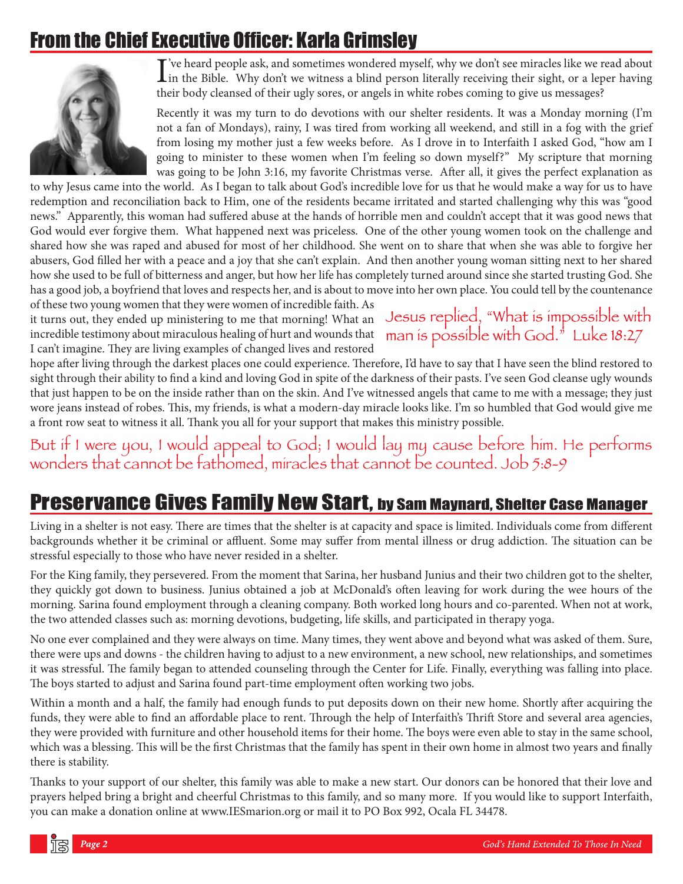## From the Chief Executive Officer: Karla Grimsley

I've heard people ask, and sometimes wondered myself, why we don't see miracles like we read about in the Bible. Why don't we witness a blind person literally receiving their sight, or a leper having their body cleansed of their ugly sores, or angels in white robes coming to give us messages?

Recently it was my turn to do devotions with our shelter residents. It was a Monday morning (I'm not a fan of Mondays), rainy, I was tired from working all weekend, and still in a fog with the grief from losing my mother just a few weeks before. As I drove in to Interfaith I asked God, "how am I going to minister to these women when I'm feeling so down myself?" My scripture that morning was going to be John 3:16, my favorite Christmas verse. After all, it gives the perfect explanation as to why Jesus came into the world. As I began to talk about God's incredible love for us that he would make a way for us to have redemption and reconciliation back to Him, one of the residents became irritated and started challenging why this was "good news." Apparently, this woman had suffered abuse at the hands of horrible men and couldn't accept that it was good news that God would ever forgive them. What happened next was priceless. One of the other young women took on the challenge and shared how she was raped and abused for most of her childhood. She went on to share that when she was able to forgive her abusers, God filled her with a peace and a joy that she can't explain. And then another young woman sitting next to her shared how she used to be full of bitterness and anger, but how her life has completely turned around since she started trusting God. She has a good job, a boyfriend that loves and respects her, and is about to move into her own place. You could tell by the countenance of these two young women that they were women of incredible faith. As it turns out, they ended up ministering to me that morning! What an incredible testimony about miraculous healing of hurt and wounds that I can't imagine. They are living examples of changed lives and restored hope after living through the darkest places one could experience. Therefore, I'd have to say that I have seen the blind restored to sight through their ability to find a kind and loving God in spite of the darkness of their pasts. I've seen God cleanse ugly wounds that just happen to be on the inside rather than on the skin. And I've witnessed angels that came to me with a message; they just wore jeans instead of robes. This, my friends, is what a modern-day miracle looks like. I'm so humbled that God would give me a front row seat to witness it all. Thank you all for your support that makes this ministry possible.

*Jesus replied, "What is impossible with man is possible with God." Luke 18:27*

*But if I were you, I would appeal to God; I would lay my cause before him. He performs wonders that cannot be fathomed, miracles that cannot be counted. Job 5:8-9*

## Preservance Gives Family New Start, by Sam Maynard, Shelter Case Manager

Living in a shelter is not easy. There are times that the shelter is at capacity and space is limited. Individuals come from different backgrounds whether it be criminal or affluent. Some may suffer from mental illness or drug addiction. The situation can be stressful especially to those who have never resided in a shelter.

For the King family, they persevered. From the moment that Sarina, her husband Junius and their two children got to the shelter, they quickly got down to business. Junius obtained a job at McDonald's often leaving for work during the wee hours of the morning. Sarina found employment through a cleaning company. Both worked long hours and co-parented. When not at work, the two attended classes such as: morning devotions, budgeting, life skills, and participated in therapy yoga.

No one ever complained and they were always on time. Many times, they went above and beyond what was asked of them. Sure, there were ups and downs - the children having to adjust to a new environment, a new school, new relationships, and sometimes it was stressful. The family began to attended counseling through the Center for Life. Finally, everything was falling into place. The boys started to adjust and Sarina found part-time employment often working two jobs.

Within a month and a half, the family had enough funds to put deposits down on their new home. Shortly after acquiring the funds, they were able to find an affordable place to rent. Through the help of Interfaith's Thrift Store and several area agencies, they were provided with furniture and other household items for their home. The boys were even able to stay in the same school, which was a blessing. This will be the first Christmas that the family has spent in their own home in almost two years and finally there is stability.

Thanks to your support of our shelter, this family was able to make a new start. Our donors can be honored that their love and prayers helped bring a bright and cheerful Christmas to this family, and so many more. If you would like to support Interfaith, you can make a donation online at www.IESmarion.org or mail it to PO Box 992, Ocala FL 34478.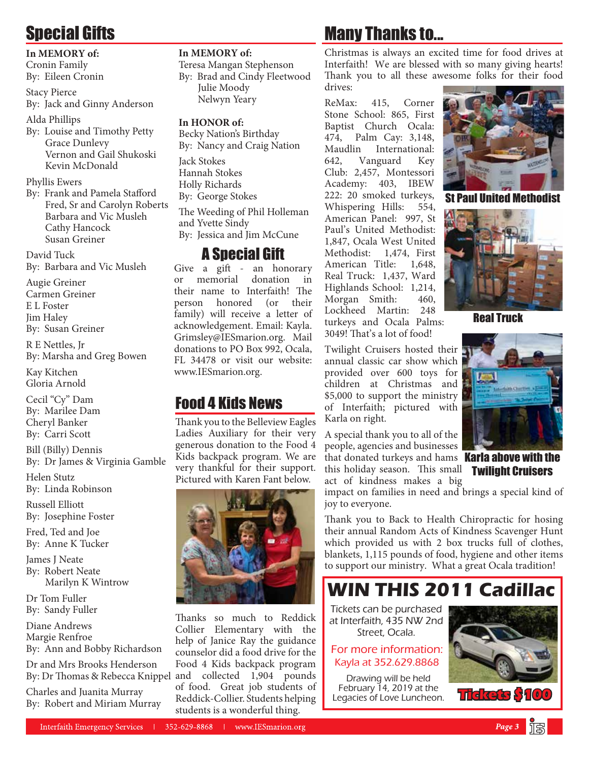## Special Gifts

**In MEMORY of:**

Cronin Family
By: Eileen Cronin

Stacy Pierce
By: Jack and Ginny Anderson

Alda Phillips
By: Louise and Timothy Petty
Grace Dunlevy
Vernon and Gail Shukoski
Kevin McDonald

Phyllis Ewers
By: Frank and Pamela Stafford
Fred, Sr and Carolyn Roberts
Barbara and Vic Musleh
Cathy Hancock
Susan Greiner

David Tuck
By: Barbara and Vic Musleh

Augie Greiner
Carmen Greiner
E L Foster
Jim Haley
By: Susan Greiner

R E Nettles, Jr
By: Marsha and Greg Bowen

Kay Kitchen
Gloria Arnold

Cecil "Cy" Dam
By: Marilee Dam
Cheryl Banker
By: Carri Scott

Bill (Billy) Dennis
By: Dr James & Virginia Gamble

Helen Stutz
By: Linda Robinson

Russell Elliott
By: Josephine Foster

Fred, Ted and Joe
By: Anne K Tucker

James J Neate
By: Robert Neate
Marilyn K Wintrow

Dr Tom Fuller
By: Sandy Fuller

Diane Andrews
Margie Renfroe
By: Ann and Bobby Richardson

Dr and Mrs Brooks Henderson
By: Dr Thomas & Rebecca Knippel

Charles and Juanita Murray
By: Robert and Miriam Murray

**In MEMORY of:**

Teresa Mangan Stephenson
By: Brad and Cindy Fleetwood
Julie Moody
Nelwyn Yeary

**In HONOR of:**

Becky Nation's Birthday
By: Nancy and Craig Nation

Jack Stokes
Hannah Stokes
Holly Richards
By: George Stokes

The Weeding of Phil Holleman and Yvette Sindy
By: Jessica and Jim McCune

### A Special Gift

Give a gift - an honorary or memorial donation in their name to Interfaith! The person honored (or their family) will receive a letter of acknowledgement. Email: Kayla.Grimsley@IESmarion.org. Mail donations to PO Box 992, Ocala, FL 34478 or visit our website: www.IESmarion.org.

## Food 4 Kids News

Thank you to the Belleview Eagles Ladies Auxiliary for their very generous donation to the Food 4 Kids backpack program. We are very thankful for their support. Pictured with Karen Fant below.

Thanks so much to Reddick Collier Elementary with the help of Janice Ray the guidance counselor did a food drive for the Food 4 Kids backpack program and collected 1,904 pounds of food. Great job students of Reddick-Collier. Students helping students is a wonderful thing.

## Many Thanks to...

Christmas is always an excited time for food drives at Interfaith! We are blessed with so many giving hearts! Thank you to all these awesome folks for their food drives:

ReMax: 415, Corner Stone School: 865, First Baptist Church Ocala: 474, Palm Cay: 3,148, Maudlin International: 642, Vanguard Key Club: 2,457, Montessori Academy: 403, IBEW 222: 20 smoked turkeys, Whispering Hills: 554, American Panel: 997, St Paul's United Methodist: 1,847, Ocala West United Methodist: 1,474, First American Title: 1,648, Real Truck: 1,437, Ward Highlands School: 1,214, Morgan Smith: 460, Lockheed Martin: 248 turkeys and Ocala Palms: 3049! That's a lot of food!

St Paul United Methodist

Real Truck

Twilight Cruisers hosted their annual classic car show which provided over 600 toys for children at Christmas and $5,000 to support the ministry of Interfaith; pictured with Karla on right.

Karla above with the Twilight Cruisers

A special thank you to all of the people, agencies and businesses that donated turkeys and hams this holiday season. This small act of kindness makes a big impact on families in need and brings a special kind of joy to everyone.

Thank you to Back to Health Chiropractic for hosing their annual Random Acts of Kindness Scavenger Hunt which provided us with 2 box trucks full of clothes, blankets, 1,115 pounds of food, hygiene and other items to support our ministry. What a great Ocala tradition!

## WIN THIS 2011 Cadillac

Tickets can be purchased at Interfaith, 435 NW 2nd Street, Ocala.

For more information: Kayla at 352.629.8868

Drawing will be held February 14, 2019 at the Legacies of Love Luncheon.

**Tickets $100**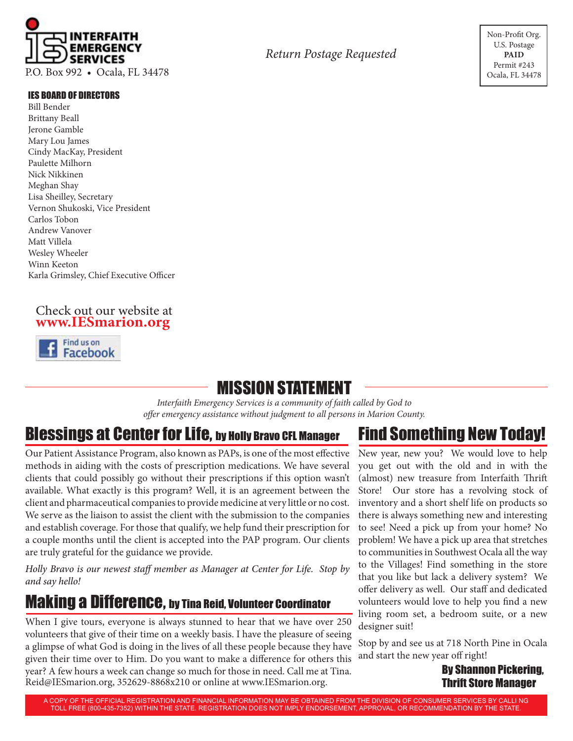**INTERFAITH EMERGENCY SERVICES**

P.O. Box 992 • Ocala, FL 34478

*Return Postage Requested*

Non-Profit Org.
U.S. Postage
**PAID**
Permit #243
Ocala, FL 34478

**IES BOARD OF DIRECTORS**

Bill Bender
Brittany Beall
Jerone Gamble
Mary Lou James
Cindy MacKay, President
Paulette Milhorn
Nick Nikkinen
Meghan Shay
Lisa Sheilley, Secretary
Vernon Shukoski, Vice President
Carlos Tobon
Andrew Vanover
Matt Villela
Wesley Wheeler
Winn Keeton
Karla Grimsley, Chief Executive Officer

Check out our website at
**www.IESmarion.org**

Find us on Facebook

## MISSION STATEMENT

*Interfaith Emergency Services is a community of faith called by God to offer emergency assistance without judgment to all persons in Marion County.*

## Blessings at Center for Life, by Holly Bravo CFL Manager

Our Patient Assistance Program, also known as PAPs, is one of the most effective methods in aiding with the costs of prescription medications. We have several clients that could possibly go without their prescriptions if this option wasn't available. What exactly is this program? Well, it is an agreement between the client and pharmaceutical companies to provide medicine at very little or no cost. We serve as the liaison to assist the client with the submission to the companies and establish coverage. For those that qualify, we help fund their prescription for a couple months until the client is accepted into the PAP program. Our clients are truly grateful for the guidance we provide.

*Holly Bravo is our newest staff member as Manager at Center for Life. Stop by and say hello!*

## Making a Difference, by Tina Reid, Volunteer Coordinator

When I give tours, everyone is always stunned to hear that we have over 250 volunteers that give of their time on a weekly basis. I have the pleasure of seeing a glimpse of what God is doing in the lives of all these people because they have given their time over to Him. Do you want to make a difference for others this year? A few hours a week can change so much for those in need. Call me at Tina.Reid@IESmarion.org, 352629-8868x210 or online at www.IESmarion.org.

## Find Something New Today!

New year, new you? We would love to help you get out with the old and in with the (almost) new treasure from Interfaith Thrift Store! Our store has a revolving stock of inventory and a short shelf life on products so there is always something new and interesting to see! Need a pick up from your home? No problem! We have a pick up area that stretches to communities in Southwest Ocala all the way to the Villages! Find something in the store that you like but lack a delivery system? We offer delivery as well. Our staff and dedicated volunteers would love to help you find a new living room set, a bedroom suite, or a new designer suit!

Stop by and see us at 718 North Pine in Ocala and start the new year off right!

**By Shannon Pickering, Thrift Store Manager**

A COPY OF THE OFFICIAL REGISTRATION AND FINANCIAL INFORMATION MAY BE OBTAINED FROM THE DIVISION OF CONSUMER SERVICES BY CALLI NG TOLL FREE (800-435-7352) WITHIN THE STATE. REGISTRATION DOES NOT IMPLY ENDORSEMENT, APPROVAL, OR RECOMMENDATION BY THE STATE.